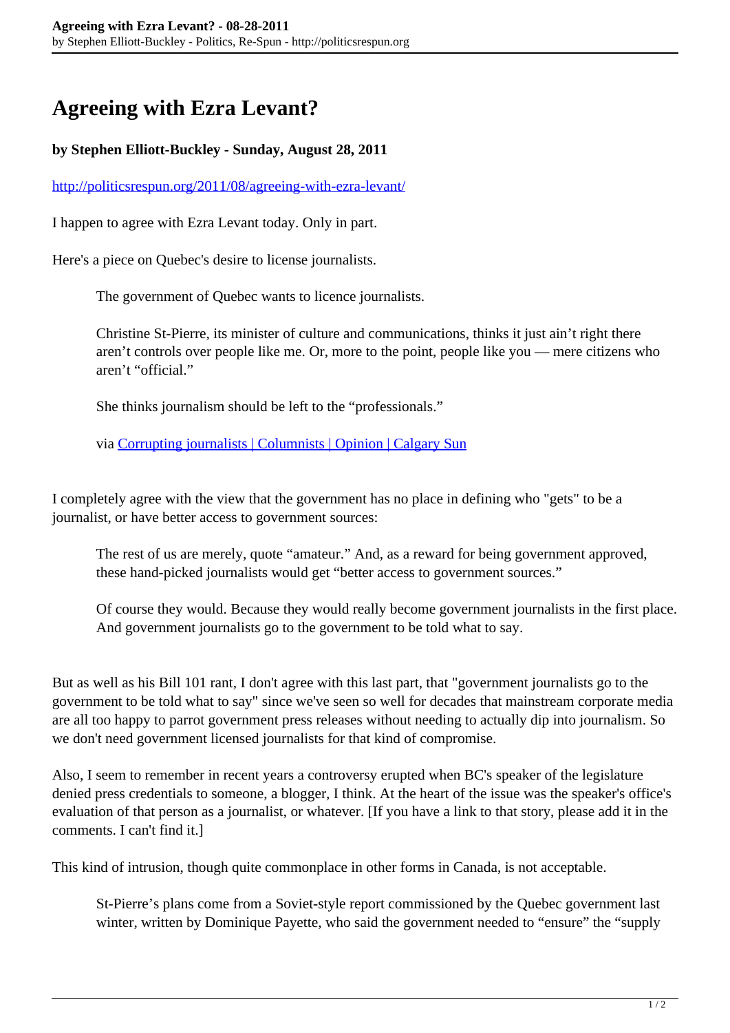# Agreeing with Ezra Levant?

**by Stephen Elliott-Buckley - Sunday, August 28, 2011**

[http://politicsrespun.org/2011/08/agreeing-with-ezra-levant/](http://politicsrespun.org/2011/08/agreeing-with-ezra-levant/)

I happen to agree with Ezra Levant today. Only in part.

Here's a piece on Quebec's desire to license journalists.

> The government of Quebec wants to licence journalists.
>
> Christine St-Pierre, its minister of culture and communications, thinks it just ain't right there aren't controls over people like me. Or, more to the point, people like you — mere citizens who aren't "official."
>
> She thinks journalism should be left to the "professionals."
>
> via [Corrupting journalists | Columnists | Opinion | Calgary Sun]()

I completely agree with the view that the government has no place in defining who "gets" to be a journalist, or have better access to government sources:

> The rest of us are merely, quote "amateur." And, as a reward for being government approved, these hand-picked journalists would get "better access to government sources."
>
> Of course they would. Because they would really become government journalists in the first place. And government journalists go to the government to be told what to say.

But as well as his Bill 101 rant, I don't agree with this last part, that "government journalists go to the government to be told what to say" since we've seen so well for decades that mainstream corporate media are all too happy to parrot government press releases without needing to actually dip into journalism. So we don't need government licensed journalists for that kind of compromise.

Also, I seem to remember in recent years a controversy erupted when BC's speaker of the legislature denied press credentials to someone, a blogger, I think. At the heart of the issue was the speaker's office's evaluation of that person as a journalist, or whatever. [If you have a link to that story, please add it in the comments. I can't find it.]

This kind of intrusion, though quite commonplace in other forms in Canada, is not acceptable.

> St-Pierre's plans come from a Soviet-style report commissioned by the Quebec government last winter, written by Dominique Payette, who said the government needed to "ensure" the "supply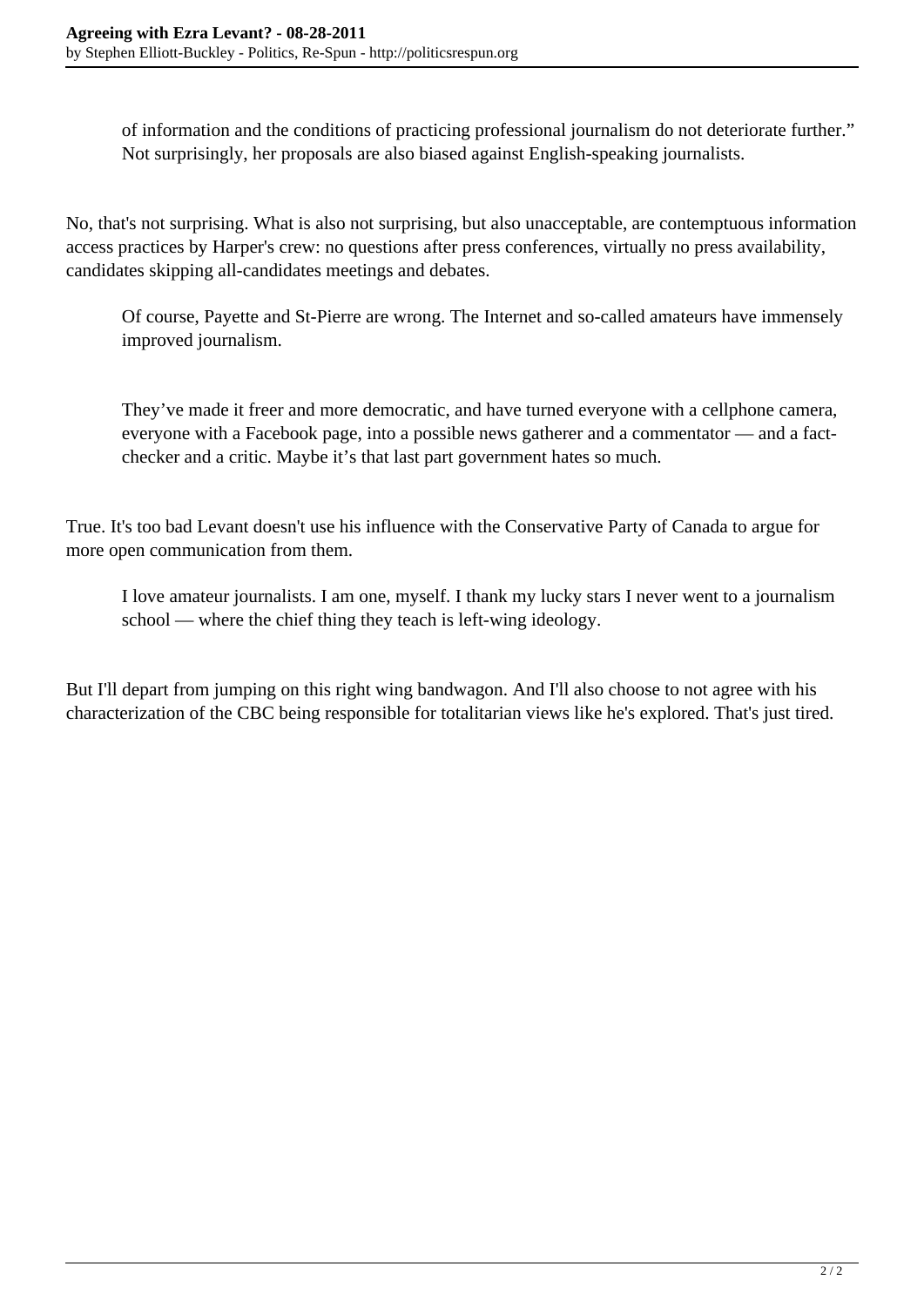> of information and the conditions of practicing professional journalism do not deteriorate further." Not surprisingly, her proposals are also biased against English-speaking journalists.

No, that's not surprising. What is also not surprising, but also unacceptable, are contemptuous information access practices by Harper's crew: no questions after press conferences, virtually no press availability, candidates skipping all-candidates meetings and debates.

> Of course, Payette and St-Pierre are wrong. The Internet and so-called amateurs have immensely improved journalism.
>
> They've made it freer and more democratic, and have turned everyone with a cellphone camera, everyone with a Facebook page, into a possible news gatherer and a commentator — and a fact-checker and a critic. Maybe it's that last part government hates so much.

True. It's too bad Levant doesn't use his influence with the Conservative Party of Canada to argue for more open communication from them.

> I love amateur journalists. I am one, myself. I thank my lucky stars I never went to a journalism school — where the chief thing they teach is left-wing ideology.

But I'll depart from jumping on this right wing bandwagon. And I'll also choose to not agree with his characterization of the CBC being responsible for totalitarian views like he's explored. That's just tired.